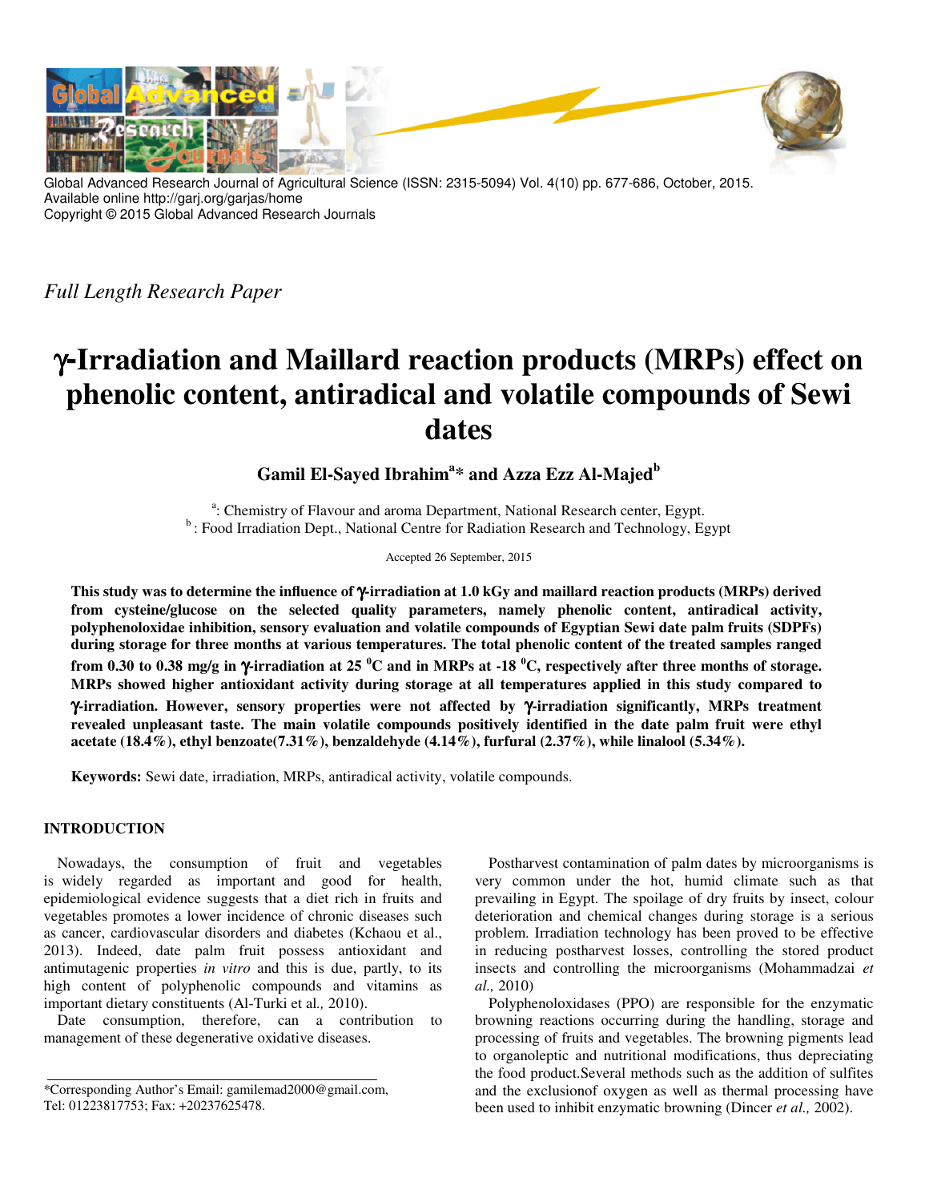Global Advanced Research Journal of Agricultural Science (ISSN: 2315-5094) Vol. 4(10) pp. 677-686, October, 2015.
Available online http://garj.org/garjas/home
Copyright © 2015 Global Advanced Research Journals

*Full Length Research Paper*

# γ-Irradiation and Maillard reaction products (MRPs) effect on phenolic content, antiradical and volatile compounds of Sewi dates

**Gamil El-Sayed Ibrahim[a]* and Azza Ezz Al-Majed[b]**

[a]: Chemistry of Flavour and aroma Department, National Research center, Egypt.
[b]: Food Irradiation Dept., National Centre for Radiation Research and Technology, Egypt

Accepted 26 September, 2015

**This study was to determine the influence of γ-irradiation at 1.0 kGy and maillard reaction products (MRPs) derived from cysteine/glucose on the selected quality parameters, namely phenolic content, antiradical activity, polyphenoloxidae inhibition, sensory evaluation and volatile compounds of Egyptian Sewi date palm fruits (SDPFs) during storage for three months at various temperatures. The total phenolic content of the treated samples ranged from 0.30 to 0.38 mg/g in γ-irradiation at 25 $^0$C and in MRPs at -18 $^0$C, respectively after three months of storage. MRPs showed higher antioxidant activity during storage at all temperatures applied in this study compared to γ-irradiation. However, sensory properties were not affected by γ-irradiation significantly, MRPs treatment revealed unpleasant taste. The main volatile compounds positively identified in the date palm fruit were ethyl acetate (18.4%), ethyl benzoate(7.31%), benzaldehyde (4.14%), furfural (2.37%), while linalool (5.34%).**

**Keywords:** Sewi date, irradiation, MRPs, antiradical activity, volatile compounds.

## INTRODUCTION

Nowadays, the consumption of fruit and vegetables is widely regarded as important and good for health, epidemiological evidence suggests that a diet rich in fruits and vegetables promotes a lower incidence of chronic diseases such as cancer, cardiovascular disorders and diabetes (Kchaou et al., 2013). Indeed, date palm fruit possess antioxidant and antimutagenic properties *in vitro* and this is due, partly, to its high content of polyphenolic compounds and vitamins as important dietary constituents (Al-Turki et al*.,* 2010).

Date consumption, therefore, can a contribution to management of these degenerative oxidative diseases.

Postharvest contamination of palm dates by microorganisms is very common under the hot, humid climate such as that prevailing in Egypt. The spoilage of dry fruits by insect, colour deterioration and chemical changes during storage is a serious problem. Irradiation technology has been proved to be effective in reducing postharvest losses, controlling the stored product insects and controlling the microorganisms (Mohammadzai *et al.,* 2010)

Polyphenoloxidases (PPO) are responsible for the enzymatic browning reactions occurring during the handling, storage and processing of fruits and vegetables. The browning pigments lead to organoleptic and nutritional modifications, thus depreciating the food product.Several methods such as the addition of sulfites and the exclusionof oxygen as well as thermal processing have been used to inhibit enzymatic browning (Dincer *et al.,* 2002).

*Corresponding Author's Email: gamilemad2000@gmail.com, Tel: 01223817753; Fax: +20237625478.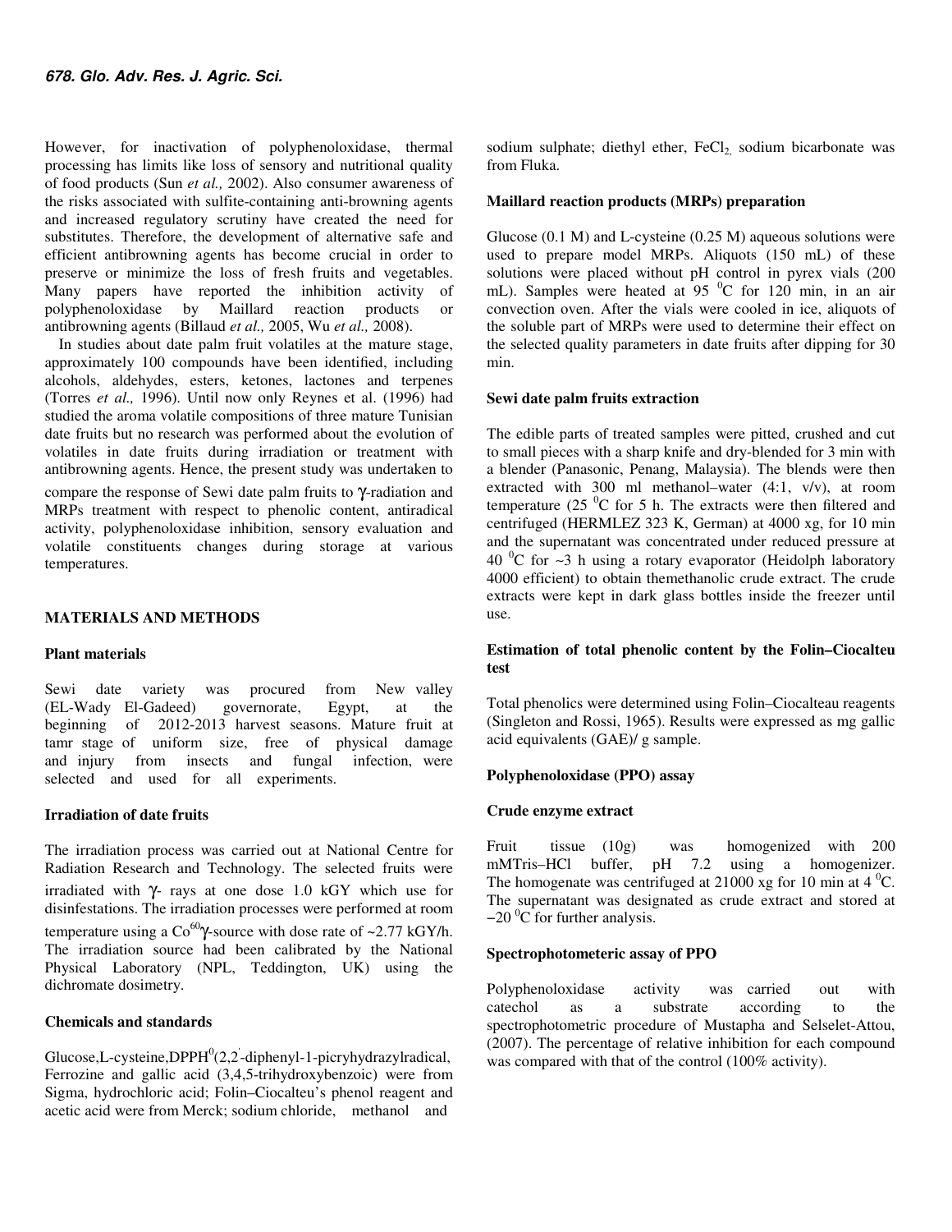However, for inactivation of polyphenoloxidase, thermal processing has limits like loss of sensory and nutritional quality of food products (Sun *et al.,* 2002). Also consumer awareness of the risks associated with sulfite-containing anti-browning agents and increased regulatory scrutiny have created the need for substitutes. Therefore, the development of alternative safe and efficient antibrowning agents has become crucial in order to preserve or minimize the loss of fresh fruits and vegetables. Many papers have reported the inhibition activity of polyphenoloxidase by Maillard reaction products or antibrowning agents (Billaud *et al.,* 2005, Wu *et al.,* 2008).

In studies about date palm fruit volatiles at the mature stage, approximately 100 compounds have been identified, including alcohols, aldehydes, esters, ketones, lactones and terpenes (Torres *et al.,* 1996). Until now only Reynes et al. (1996) had studied the aroma volatile compositions of three mature Tunisian date fruits but no research was performed about the evolution of volatiles in date fruits during irradiation or treatment with antibrowning agents. Hence, the present study was undertaken to compare the response of Sewi date palm fruits to γ-radiation and MRPs treatment with respect to phenolic content, antiradical activity, polyphenoloxidase inhibition, sensory evaluation and volatile constituents changes during storage at various temperatures.

## MATERIALS AND METHODS

### Plant materials

Sewi date variety was procured from New valley (EL-Wady El-Gadeed) governorate, Egypt, at the beginning of 2012-2013 harvest seasons. Mature fruit at tamr stage of uniform size, free of physical damage and injury from insects and fungal infection, were selected and used for all experiments.

### Irradiation of date fruits

The irradiation process was carried out at National Centre for Radiation Research and Technology. The selected fruits were irradiated with γ- rays at one dose 1.0 kGY which use for disinfestations. The irradiation processes were performed at room temperature using a $Co^{60}$γ-source with dose rate of ~2.77 kGY/h. The irradiation source had been calibrated by the National Physical Laboratory (NPL, Teddington, UK) using the dichromate dosimetry.

### Chemicals and standards

Glucose,L-cysteine,$DPPH^0$(2,2'-diphenyl-1-picryhydrazylradical, Ferrozine and gallic acid (3,4,5-trihydroxybenzoic) were from Sigma, hydrochloric acid; Folin–Ciocalteu's phenol reagent and acetic acid were from Merck; sodium chloride, methanol and sodium sulphate; diethyl ether, $FeCl_2$, sodium bicarbonate was from Fluka.

### Maillard reaction products (MRPs) preparation

Glucose (0.1 M) and L-cysteine (0.25 M) aqueous solutions were used to prepare model MRPs. Aliquots (150 mL) of these solutions were placed without pH control in pyrex vials (200 mL). Samples were heated at 95 $^0$C for 120 min, in an air convection oven. After the vials were cooled in ice, aliquots of the soluble part of MRPs were used to determine their effect on the selected quality parameters in date fruits after dipping for 30 min.

### Sewi date palm fruits extraction

The edible parts of treated samples were pitted, crushed and cut to small pieces with a sharp knife and dry-blended for 3 min with a blender (Panasonic, Penang, Malaysia). The blends were then extracted with 300 ml methanol–water (4:1, v/v), at room temperature (25 $^0$C for 5 h. The extracts were then filtered and centrifuged (HERMLEZ 323 K, German) at 4000 xg, for 10 min and the supernatant was concentrated under reduced pressure at 40 $^0$C for ~3 h using a rotary evaporator (Heidolph laboratory 4000 efficient) to obtain themethanolic crude extract. The crude extracts were kept in dark glass bottles inside the freezer until use.

### Estimation of total phenolic content by the Folin–Ciocalteu test

Total phenolics were determined using Folin–Ciocalteau reagents (Singleton and Rossi, 1965). Results were expressed as mg gallic acid equivalents (GAE)/ g sample.

### Polyphenoloxidase (PPO) assay

### Crude enzyme extract

Fruit tissue (10g) was homogenized with 200 mMTris–HCl buffer, pH 7.2 using a homogenizer. The homogenate was centrifuged at 21000 xg for 10 min at 4 $^0$C. The supernatant was designated as crude extract and stored at −20 $^0$C for further analysis.

### Spectrophotometeric assay of PPO

Polyphenoloxidase activity was carried out with catechol as a substrate according to the spectrophotometric procedure of Mustapha and Selselet-Attou, (2007). The percentage of relative inhibition for each compound was compared with that of the control (100% activity).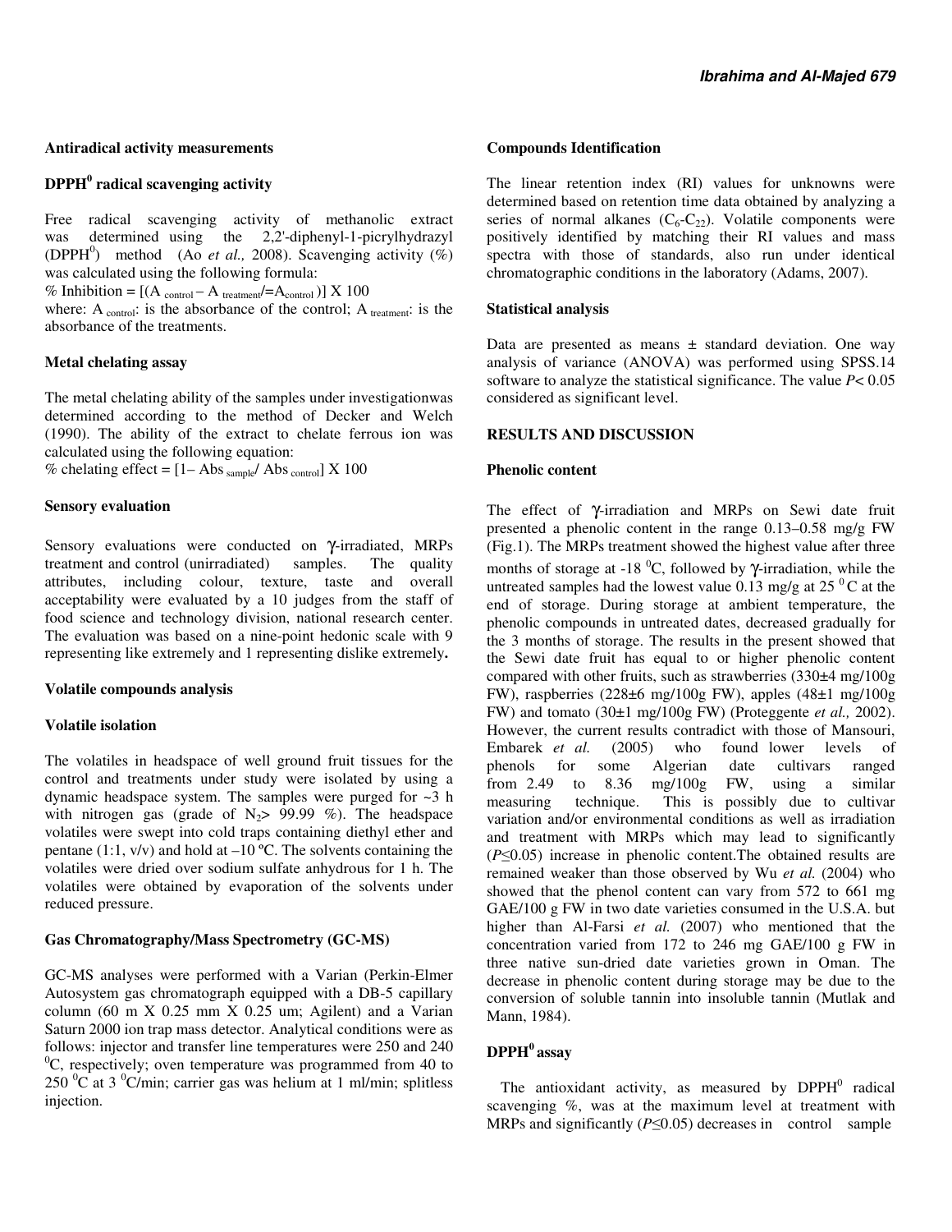### Antiradical activity measurements

### DPPH$^0$ radical scavenging activity

Free radical scavenging activity of methanolic extract was determined using the 2,2'-diphenyl-1-picrylhydrazyl (DPPH$^0$) method (Ao *et al.,* 2008). Scavenging activity (%) was calculated using the following formula:

% Inhibition = $[(A_{control} - A_{treatment}/=A_{control})] \times 100$

where: $A_{control}$: is the absorbance of the control; $A_{treatment}$: is the absorbance of the treatments.

### Metal chelating assay

The metal chelating ability of the samples under investigationwas determined according to the method of Decker and Welch (1990). The ability of the extract to chelate ferrous ion was calculated using the following equation:

% chelating effect = $[1 - Abs_{sample} / Abs_{control}] \times 100$

### Sensory evaluation

Sensory evaluations were conducted on γ-irradiated, MRPs treatment and control (unirradiated) samples. The quality attributes, including colour, texture, taste and overall acceptability were evaluated by a 10 judges from the staff of food science and technology division, national research center. The evaluation was based on a nine-point hedonic scale with 9 representing like extremely and 1 representing dislike extremely**.**

### Volatile compounds analysis

### Volatile isolation

The volatiles in headspace of well ground fruit tissues for the control and treatments under study were isolated by using a dynamic headspace system. The samples were purged for ~3 h with nitrogen gas (grade of $N_2$> 99.99 %). The headspace volatiles were swept into cold traps containing diethyl ether and pentane (1:1, v/v) and hold at –10 ºC. The solvents containing the volatiles were dried over sodium sulfate anhydrous for 1 h. The volatiles were obtained by evaporation of the solvents under reduced pressure.

### Gas Chromatography/Mass Spectrometry (GC-MS)

GC-MS analyses were performed with a Varian (Perkin-Elmer Autosystem gas chromatograph equipped with a DB-5 capillary column (60 m X 0.25 mm X 0.25 um; Agilent) and a Varian Saturn 2000 ion trap mass detector. Analytical conditions were as follows: injector and transfer line temperatures were 250 and 240 $^0$C, respectively; oven temperature was programmed from 40 to 250 $^0$C at 3 $^0$C/min; carrier gas was helium at 1 ml/min; splitless injection.

### Compounds Identification

The linear retention index (RI) values for unknowns were determined based on retention time data obtained by analyzing a series of normal alkanes ($C_6$-$C_{22}$). Volatile components were positively identified by matching their RI values and mass spectra with those of standards, also run under identical chromatographic conditions in the laboratory (Adams, 2007).

### Statistical analysis

Data are presented as means ± standard deviation. One way analysis of variance (ANOVA) was performed using SPSS.14 software to analyze the statistical significance. The value $P< 0.05$ considered as significant level.

## RESULTS AND DISCUSSION

### Phenolic content

The effect of γ-irradiation and MRPs on Sewi date fruit presented a phenolic content in the range 0.13–0.58 mg/g FW (Fig.1). The MRPs treatment showed the highest value after three months of storage at -18 $^0$C, followed by γ-irradiation, while the untreated samples had the lowest value 0.13 mg/g at 25 $^0$C at the end of storage. During storage at ambient temperature, the phenolic compounds in untreated dates, decreased gradually for the 3 months of storage. The results in the present showed that the Sewi date fruit has equal to or higher phenolic content compared with other fruits, such as strawberries (330±4 mg/100g FW), raspberries (228±6 mg/100g FW), apples (48±1 mg/100g FW) and tomato (30±1 mg/100g FW) (Proteggente *et al.,* 2002). However, the current results contradict with those of Mansouri, Embarek *et al.* (2005) who found lower levels of phenols for some Algerian date cultivars ranged from 2.49 to 8.36 mg/100g FW, using a similar measuring technique. This is possibly due to cultivar variation and/or environmental conditions as well as irradiation and treatment with MRPs which may lead to significantly ($P≤0.05$) increase in phenolic content.The obtained results are remained weaker than those observed by Wu *et al.* (2004) who showed that the phenol content can vary from 572 to 661 mg GAE/100 g FW in two date varieties consumed in the U.S.A. but higher than Al-Farsi *et al.* (2007) who mentioned that the concentration varied from 172 to 246 mg GAE/100 g FW in three native sun-dried date varieties grown in Oman. The decrease in phenolic content during storage may be due to the conversion of soluble tannin into insoluble tannin (Mutlak and Mann, 1984).

### DPPH$^0$ assay

The antioxidant activity, as measured by DPPH$^0$ radical scavenging %, was at the maximum level at treatment with MRPs and significantly ($P≤0.05$) decreases in control sample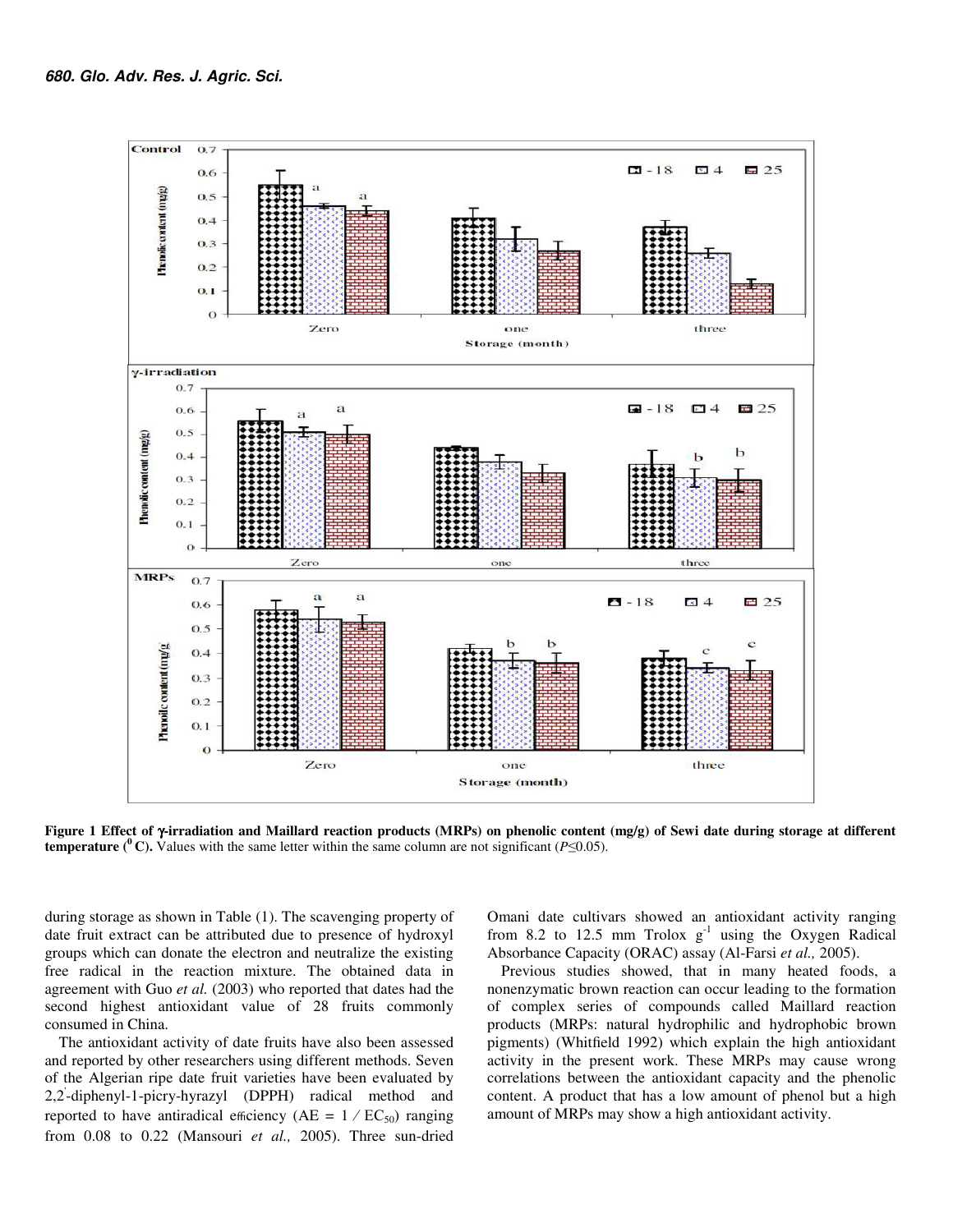**Figure 1 Effect of γ-irradiation and Maillard reaction products (MRPs) on phenolic content (mg/g) of Sewi date during storage at different temperature ($^0$ C).** Values with the same letter within the same column are not significant ($P≤0.05$).

during storage as shown in Table (1). The scavenging property of date fruit extract can be attributed due to presence of hydroxyl groups which can donate the electron and neutralize the existing free radical in the reaction mixture. The obtained data in agreement with Guo *et al.* (2003) who reported that dates had the second highest antioxidant value of 28 fruits commonly consumed in China.

The antioxidant activity of date fruits have also been assessed and reported by other researchers using different methods. Seven of the Algerian ripe date fruit varieties have been evaluated by 2,2'-diphenyl-1-picry-hyrazyl (DPPH) radical method and reported to have antiradical efficiency ($AE = 1 / EC_{50}$) ranging from 0.08 to 0.22 (Mansouri *et al.,* 2005). Three sun-dried Omani date cultivars showed an antioxidant activity ranging from 8.2 to 12.5 mm Trolox $g^{-1}$ using the Oxygen Radical Absorbance Capacity (ORAC) assay (Al-Farsi *et al.,* 2005).

Previous studies showed, that in many heated foods, a nonenzymatic brown reaction can occur leading to the formation of complex series of compounds called Maillard reaction products (MRPs: natural hydrophilic and hydrophobic brown pigments) (Whitfield 1992) which explain the high antioxidant activity in the present work. These MRPs may cause wrong correlations between the antioxidant capacity and the phenolic content. A product that has a low amount of phenol but a high amount of MRPs may show a high antioxidant activity.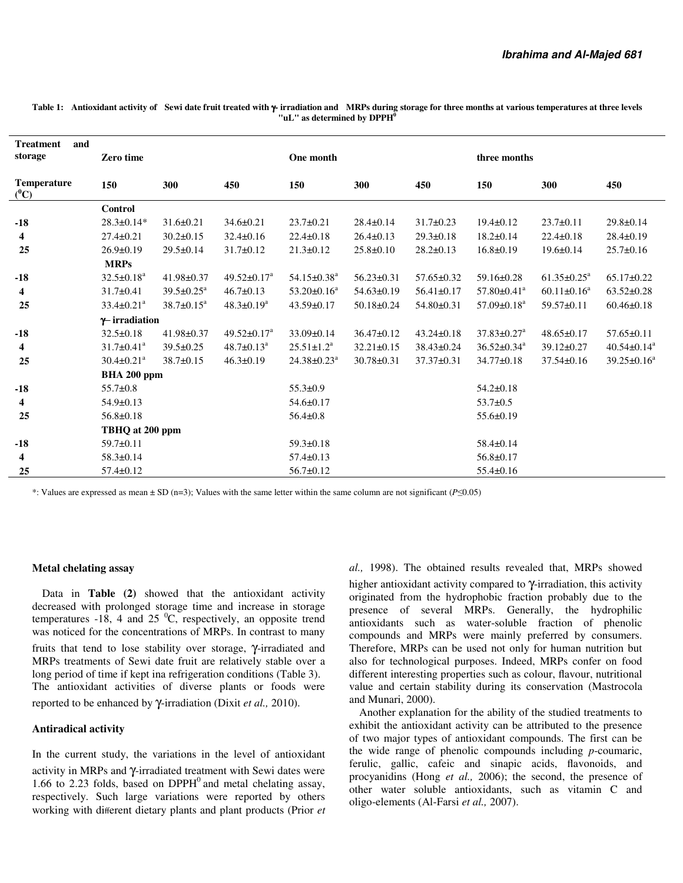**Table 1: Antioxidant activity of Sewi date fruit treated with γ- irradiation and MRPs during storage for three months at various temperatures at three levels "uL" as determined by DPPH$^0$**

| Treatment and storage | Zero time | | | One month | | | three months | | |
|---|---|---|---|---|---|---|---|---|---|
| Temperature ($^0$C) | 150 | 300 | 450 | 150 | 300 | 450 | 150 | 300 | 450 |
| | **Control** | | | | | | | | |
| -18 | 28.3±0.14* | 31.6±0.21 | 34.6±0.21 | 23.7±0.21 | 28.4±0.14 | 31.7±0.23 | 19.4±0.12 | 23.7±0.11 | 29.8±0.14 |
| 4 | 27.4±0.21 | 30.2±0.15 | 32.4±0.16 | 22.4±0.18 | 26.4±0.13 | 29.3±0.18 | 18.2±0.14 | 22.4±0.18 | 28.4±0.19 |
| 25 | 26.9±0.19 | 29.5±0.14 | 31.7±0.12 | 21.3±0.12 | 25.8±0.10 | 28.2±0.13 | 16.8±0.19 | 19.6±0.14 | 25.7±0.16 |
| | **MRPs** | | | | | | | | |
| -18 | 32.5±0.18$^a$ | 41.98±0.37 | 49.52±0.17$^a$ | 54.15±0.38$^a$ | 56.23±0.31 | 57.65±0.32 | 59.16±0.28 | 61.35±0.25$^a$ | 65.17±0.22 |
| 4 | 31.7±0.41 | 39.5±0.25$^a$ | 46.7±0.13 | 53.20±0.16$^a$ | 54.63±0.19 | 56.41±0.17 | 57.80±0.41$^a$ | 60.11±0.16$^a$ | 63.52±0.28 |
| 25 | 33.4±0.21$^a$ | 38.7±0.15$^a$ | 48.3±0.19$^a$ | 43.59±0.17 | 50.18±0.24 | 54.80±0.31 | 57.09±0.18$^a$ | 59.57±0.11 | 60.46±0.18 |
| | **γ– irradiation** | | | | | | | | |
| -18 | 32.5±0.18 | 41.98±0.37 | 49.52±0.17$^a$ | 33.09±0.14 | 36.47±0.12 | 43.24±0.18 | 37.83±0.27$^a$ | 48.65±0.17 | 57.65±0.11 |
| 4 | 31.7±0.41$^a$ | 39.5±0.25 | 48.7±0.13$^a$ | 25.51±1.2$^a$ | 32.21±0.15 | 38.43±0.24 | 36.52±0.34$^a$ | 39.12±0.27 | 40.54±0.14$^a$ |
| 25 | 30.4±0.21$^a$ | 38.7±0.15 | 46.3±0.19 | 24.38±0.23$^a$ | 30.78±0.31 | 37.37±0.31 | 34.77±0.18 | 37.54±0.16 | 39.25±0.16$^a$ |
| | **BHA 200 ppm** | | | | | | | | |
| -18 | 55.7±0.8 | | | 55.3±0.9 | | | 54.2±0.18 | | |
| 4 | 54.9±0.13 | | | 54.6±0.17 | | | 53.7±0.5 | | |
| 25 | 56.8±0.18 | | | 56.4±0.8 | | | 55.6±0.19 | | |
| | **TBHQ at 200 ppm** | | | | | | | | |
| -18 | 59.7±0.11 | | | 59.3±0.18 | | | 58.4±0.14 | | |
| 4 | 58.3±0.14 | | | 57.4±0.13 | | | 56.8±0.17 | | |
| 25 | 57.4±0.12 | | | 56.7±0.12 | | | 55.4±0.16 | | |

*: Values are expressed as mean ± SD (n=3); Values with the same letter within the same column are not significant ($P≤0.05$)

### Metal chelating assay

Data in **Table (2)** showed that the antioxidant activity decreased with prolonged storage time and increase in storage temperatures -18, 4 and 25 $^0$C, respectively, an opposite trend was noticed for the concentrations of MRPs. In contrast to many fruits that tend to lose stability over storage, γ-irradiated and MRPs treatments of Sewi date fruit are relatively stable over a long period of time if kept ina refrigeration conditions (Table 3). The antioxidant activities of diverse plants or foods were reported to be enhanced by γ-irradiation (Dixit *et al.,* 2010).

### Antiradical activity

In the current study, the variations in the level of antioxidant activity in MRPs and γ-irradiated treatment with Sewi dates were 1.66 to 2.23 folds, based on DPPH$^0$ and metal chelating assay, respectively. Such large variations were reported by others working with different dietary plants and plant products (Prior *et al.,* 1998). The obtained results revealed that, MRPs showed higher antioxidant activity compared to γ-irradiation, this activity originated from the hydrophobic fraction probably due to the presence of several MRPs. Generally, the hydrophilic antioxidants such as water-soluble fraction of phenolic compounds and MRPs were mainly preferred by consumers. Therefore, MRPs can be used not only for human nutrition but also for technological purposes. Indeed, MRPs confer on food different interesting properties such as colour, flavour, nutritional value and certain stability during its conservation (Mastrocola and Munari, 2000).

Another explanation for the ability of the studied treatments to exhibit the antioxidant activity can be attributed to the presence of two major types of antioxidant compounds. The first can be the wide range of phenolic compounds including *p*-coumaric, ferulic, gallic, cafeic and sinapic acids, flavonoids, and procyanidins (Hong *et al.,* 2006); the second, the presence of other water soluble antioxidants, such as vitamin C and oligo-elements (Al-Farsi *et al.,* 2007).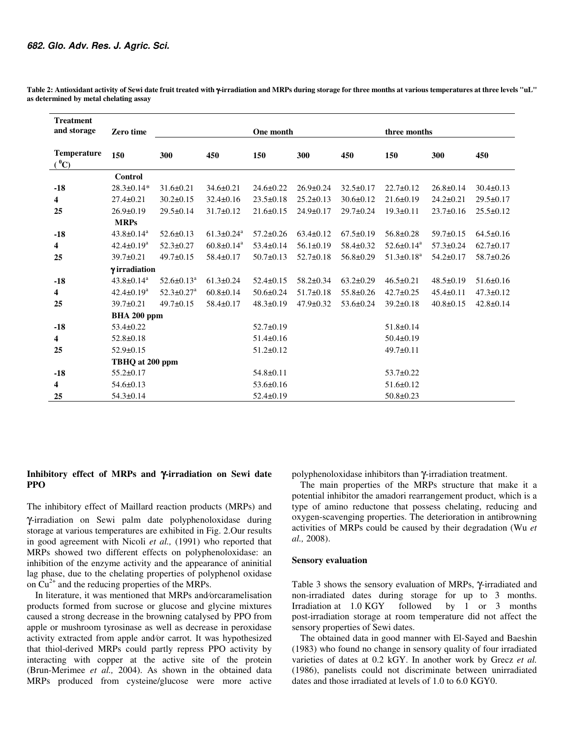**Table 2: Antioxidant activity of Sewi date fruit treated with γ-irradiation and MRPs during storage for three months at various temperatures at three levels "uL" as determined by metal chelating assay**

| Treatment and storage | Zero time | | | One month | | | three months | | |
|---|---|---|---|---|---|---|---|---|---|
| Temperature ($^0$C) | 150 | 300 | 450 | 150 | 300 | 450 | 150 | 300 | 450 |
| | **Control** | | | | | | | | |
| **-18** | 28.3±0.14* | 31.6±0.21 | 34.6±0.21 | 24.6±0.22 | 26.9±0.24 | 32.5±0.17 | 22.7±0.12 | 26.8±0.14 | 30.4±0.13 |
| **4** | 27.4±0.21 | 30.2±0.15 | 32.4±0.16 | 23.5±0.18 | 25.2±0.13 | 30.6±0.12 | 21.6±0.19 | 24.2±0.21 | 29.5±0.17 |
| **25** | 26.9±0.19 | 29.5±0.14 | 31.7±0.12 | 21.6±0.15 | 24.9±0.17 | 29.7±0.24 | 19.3±0.11 | 23.7±0.16 | 25.5±0.12 |
| | **MRPs** | | | | | | | | |
| **-18** | 43.8±0.14[a] | 52.6±0.13 | 61.3±0.24[a] | 57.2±0.26 | 63.4±0.12 | 67.5±0.19 | 56.8±0.28 | 59.7±0.15 | 64.5±0.16 |
| **4** | 42.4±0.19[a] | 52.3±0.27 | 60.8±0.14[a] | 53.4±0.14 | 56.1±0.19 | 58.4±0.32 | 52.6±0.14[a] | 57.3±0.24 | 62.7±0.17 |
| **25** | 39.7±0.21 | 49.7±0.15 | 58.4±0.17 | 50.7±0.13 | 52.7±0.18 | 56.8±0.29 | 51.3±0.18[a] | 54.2±0.17 | 58.7±0.26 |
| | **γ irradiation** | | | | | | | | |
| **-18** | 43.8±0.14[a] | 52.6±0.13[a] | 61.3±0.24 | 52.4±0.15 | 58.2±0.34 | 63.2±0.29 | 46.5±0.21 | 48.5±0.19 | 51.6±0.16 |
| **4** | 42.4±0.19[a] | 52.3±0.27[a] | 60.8±0.14 | 50.6±0.24 | 51.7±0.18 | 55.8±0.26 | 42.7±0.25 | 45.4±0.11 | 47.3±0.12 |
| **25** | 39.7±0.21 | 49.7±0.15 | 58.4±0.17 | 48.3±0.19 | 47.9±0.32 | 53.6±0.24 | 39.2±0.18 | 40.8±0.15 | 42.8±0.14 |
| | **BHA 200 ppm** | | | | | | | | |
| **-18** | 53.4±0.22 | | | 52.7±0.19 | | | 51.8±0.14 | | |
| **4** | 52.8±0.18 | | | 51.4±0.16 | | | 50.4±0.19 | | |
| **25** | 52.9±0.15 | | | 51.2±0.12 | | | 49.7±0.11 | | |
| | **TBHQ at 200 ppm** | | | | | | | | |
| **-18** | 55.2±0.17 | | | 54.8±0.11 | | | 53.7±0.22 | | |
| **4** | 54.6±0.13 | | | 53.6±0.16 | | | 51.6±0.12 | | |
| **25** | 54.3±0.14 | | | 52.4±0.19 | | | 50.8±0.23 | | |

### Inhibitory effect of MRPs and γ-irradiation on Sewi date PPO

The inhibitory effect of Maillard reaction products (MRPs) and γ-irradiation on Sewi palm date polyphenoloxidase during storage at various temperatures are exhibited in Fig. 2.Our results in good agreement with Nicoli *et al.,* (1991) who reported that MRPs showed two different effects on polyphenoloxidase: an inhibition of the enzyme activity and the appearance of aninitial lag phase, due to the chelating properties of polyphenol oxidase on $Cu^{2+}$ and the reducing properties of the MRPs.

In literature, it was mentioned that MRPs and/orcaramelisation products formed from sucrose or glucose and glycine mixtures caused a strong decrease in the browning catalysed by PPO from apple or mushroom tyrosinase as well as decrease in peroxidase activity extracted from apple and/or carrot. It was hypothesized that thiol-derived MRPs could partly repress PPO activity by interacting with copper at the active site of the protein (Brun-Merimee *et al.,* 2004). As shown in the obtained data MRPs produced from cysteine/glucose were more active polyphenoloxidase inhibitors than γ-irradiation treatment.

The main properties of the MRPs structure that make it a potential inhibitor the amadori rearrangement product, which is a type of amino reductone that possess chelating, reducing and oxygen-scavenging properties. The deterioration in antibrowning activities of MRPs could be caused by their degradation (Wu *et al.,* 2008).

### Sensory evaluation

Table 3 shows the sensory evaluation of MRPs, γ-irradiated and non-irradiated dates during storage for up to 3 months. Irradiation at 1.0 KGY followed by 1 or 3 months post-irradiation storage at room temperature did not affect the sensory properties of Sewi dates.

The obtained data in good manner with El-Sayed and Baeshin (1983) who found no change in sensory quality of four irradiated varieties of dates at 0.2 kGY. In another work by Grecz *et al.* (1986), panelists could not discriminate between unirradiated dates and those irradiated at levels of 1.0 to 6.0 KGY0.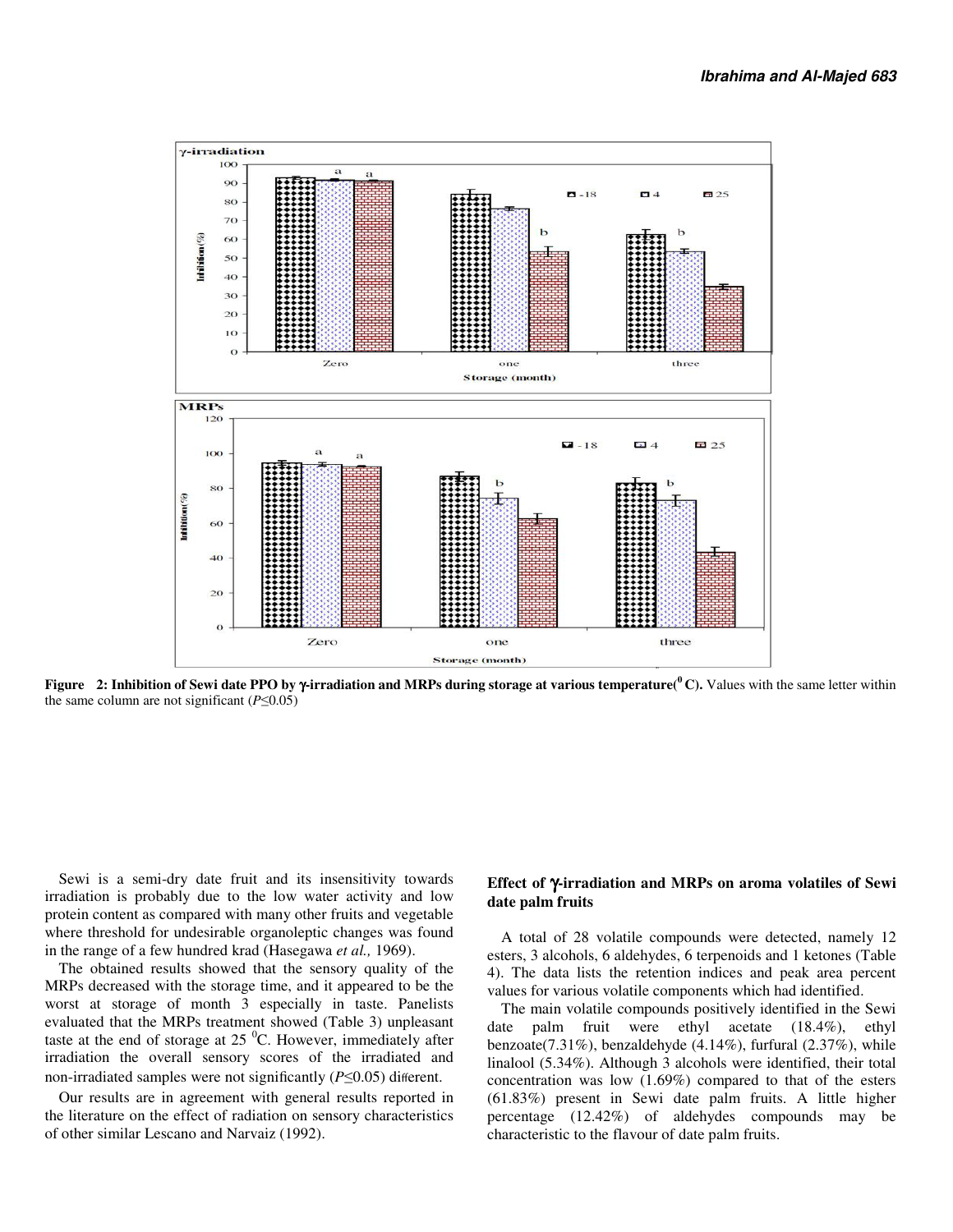**Figure 2: Inhibition of Sewi date PPO by γ-irradiation and MRPs during storage at various temperature($^{0}$ C).** Values with the same letter within the same column are not significant ($P \leq 0.05$)

Sewi is a semi-dry date fruit and its insensitivity towards irradiation is probably due to the low water activity and low protein content as compared with many other fruits and vegetable where threshold for undesirable organoleptic changes was found in the range of a few hundred krad (Hasegawa *et al.,* 1969).

The obtained results showed that the sensory quality of the MRPs decreased with the storage time, and it appeared to be the worst at storage of month 3 especially in taste. Panelists evaluated that the MRPs treatment showed (Table 3) unpleasant taste at the end of storage at 25 $^{0}$C. However, immediately after irradiation the overall sensory scores of the irradiated and non-irradiated samples were not significantly ($P \leq 0.05$) different.

Our results are in agreement with general results reported in the literature on the effect of radiation on sensory characteristics of other similar Lescano and Narvaiz (1992).

### Effect of γ-irradiation and MRPs on aroma volatiles of Sewi date palm fruits

A total of 28 volatile compounds were detected, namely 12 esters, 3 alcohols, 6 aldehydes, 6 terpenoids and 1 ketones (Table 4). The data lists the retention indices and peak area percent values for various volatile components which had identified.

The main volatile compounds positively identified in the Sewi date palm fruit were ethyl acetate (18.4%), ethyl benzoate(7.31%), benzaldehyde (4.14%), furfural (2.37%), while linalool (5.34%). Although 3 alcohols were identified, their total concentration was low (1.69%) compared to that of the esters (61.83%) present in Sewi date palm fruits. A little higher percentage (12.42%) of aldehydes compounds may be characteristic to the flavour of date palm fruits.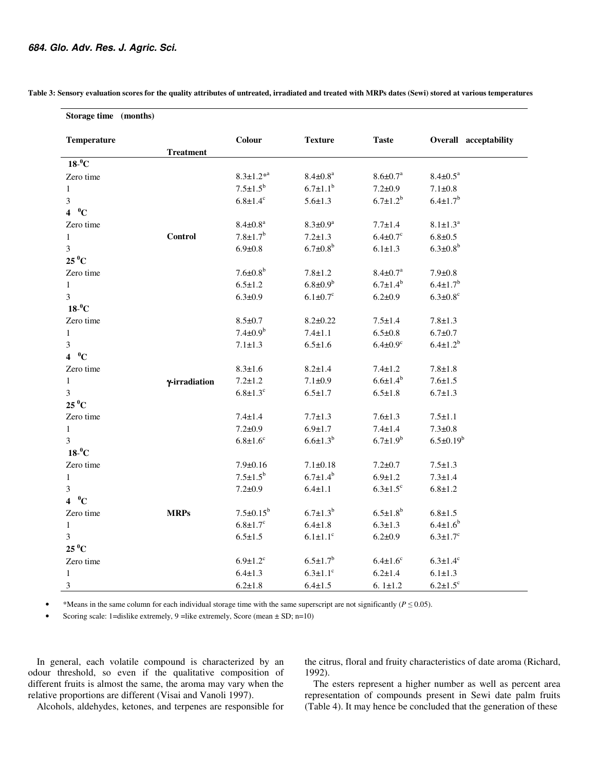**Table 3: Sensory evaluation scores for the quality attributes of untreated, irradiated and treated with MRPs dates (Sewi) stored at various temperatures**

| Storage time (months) Temperature | Treatment | Colour | Texture | Taste | Overall acceptability |
|---|---|---|---|---|---|
| **18-$^0$C** | | | | | |
| Zero time | | 8.3±1.2*$^a$ | 8.4±0.8$^a$ | 8.6±0.7$^a$ | 8.4±0.5$^a$ |
| 1 | | 7.5±1.5$^b$ | 6.7±1.1$^b$ | 7.2±0.9 | 7.1±0.8 |
| 3 | | 6.8±1.4$^c$ | 5.6±1.3 | 6.7±1.2$^b$ | 6.4±1.7$^b$ |
| **4 $^0$C** | | | | | |
| Zero time | | 8.4±0.8$^a$ | 8.3±0.9$^a$ | 7.7±1.4 | 8.1±1.3$^a$ |
| 1 | **Control** | 7.8±1.7$^b$ | 7.2±1.3 | 6.4±0.7$^c$ | 6.8±0.5 |
| 3 | | 6.9±0.8 | 6.7±0.8$^b$ | 6.1±1.3 | 6.3±0.8$^b$ |
| **25 $^0$C** | | | | | |
| Zero time | | 7.6±0.8$^b$ | 7.8±1.2 | 8.4±0.7$^a$ | 7.9±0.8 |
| 1 | | 6.5±1.2 | 6.8±0.9$^b$ | 6.7±1.4$^b$ | 6.4±1.7$^b$ |
| 3 | | 6.3±0.9 | 6.1±0.7$^c$ | 6.2±0.9 | 6.3±0.8$^c$ |
| **18-$^0$C** | | | | | |
| Zero time | | 8.5±0.7 | 8.2±0.22 | 7.5±1.4 | 7.8±1.3 |
| 1 | | 7.4±0.9$^b$ | 7.4±1.1 | 6.5±0.8 | 6.7±0.7 |
| 3 | | 7.1±1.3 | 6.5±1.6 | 6.4±0.9$^c$ | 6.4±1.2$^b$ |
| **4 $^0$C** | | | | | |
| Zero time | | 8.3±1.6 | 8.2±1.4 | 7.4±1.2 | 7.8±1.8 |
| 1 | **γ-irradiation** | 7.2±1.2 | 7.1±0.9 | 6.6±1.4$^b$ | 7.6±1.5 |
| 3 | | 6.8±1.3$^c$ | 6.5±1.7 | 6.5±1.8 | 6.7±1.3 |
| **25 $^0$C** | | | | | |
| Zero time | | 7.4±1.4 | 7.7±1.3 | 7.6±1.3 | 7.5±1.1 |
| 1 | | 7.2±0.9 | 6.9±1.7 | 7.4±1.4 | 7.3±0.8 |
| 3 | | 6.8±1.6$^c$ | 6.6±1.3$^b$ | 6.7±1.9$^b$ | 6.5±0.19$^b$ |
| **18-$^0$C** | | | | | |
| Zero time | | 7.9±0.16 | 7.1±0.18 | 7.2±0.7 | 7.5±1.3 |
| 1 | | 7.5±1.5$^b$ | 6.7±1.4$^b$ | 6.9±1.2 | 7.3±1.4 |
| 3 | | 7.2±0.9 | 6.4±1.1 | 6.3±1.5$^c$ | 6.8±1.2 |
| **4 $^0$C** | | | | | |
| Zero time | **MRPs** | 7.5±0.15$^b$ | 6.7±1.3$^b$ | 6.5±1.8$^b$ | 6.8±1.5 |
| 1 | | 6.8±1.7$^c$ | 6.4±1.8 | 6.3±1.3 | 6.4±1.6$^b$ |
| 3 | | 6.5±1.5 | 6.1±1.1$^c$ | 6.2±0.9 | 6.3±1.7$^c$ |
| **25 $^0$C** | | | | | |
| Zero time | | 6.9±1.2$^c$ | 6.5±1.7$^b$ | 6.4±1.6$^c$ | 6.3±1.4$^c$ |
| 1 | | 6.4±1.3 | 6.3±1.1$^c$ | 6.2±1.4 | 6.1±1.3 |
| 3 | | 6.2±1.8 | 6.4±1.5 | 6. 1±1.2 | 6.2±1.5$^c$ |

- *Means in the same column for each individual storage time with the same superscript are not significantly ($P \leq 0.05$).
- Scoring scale: 1=dislike extremely, 9 =like extremely, Score (mean ± SD; n=10)

In general, each volatile compound is characterized by an odour threshold, so even if the qualitative composition of different fruits is almost the same, the aroma may vary when the relative proportions are different (Visai and Vanoli 1997).

Alcohols, aldehydes, ketones, and terpenes are responsible for the citrus, floral and fruity characteristics of date aroma (Richard, 1992).

The esters represent a higher number as well as percent area representation of compounds present in Sewi date palm fruits (Table 4). It may hence be concluded that the generation of these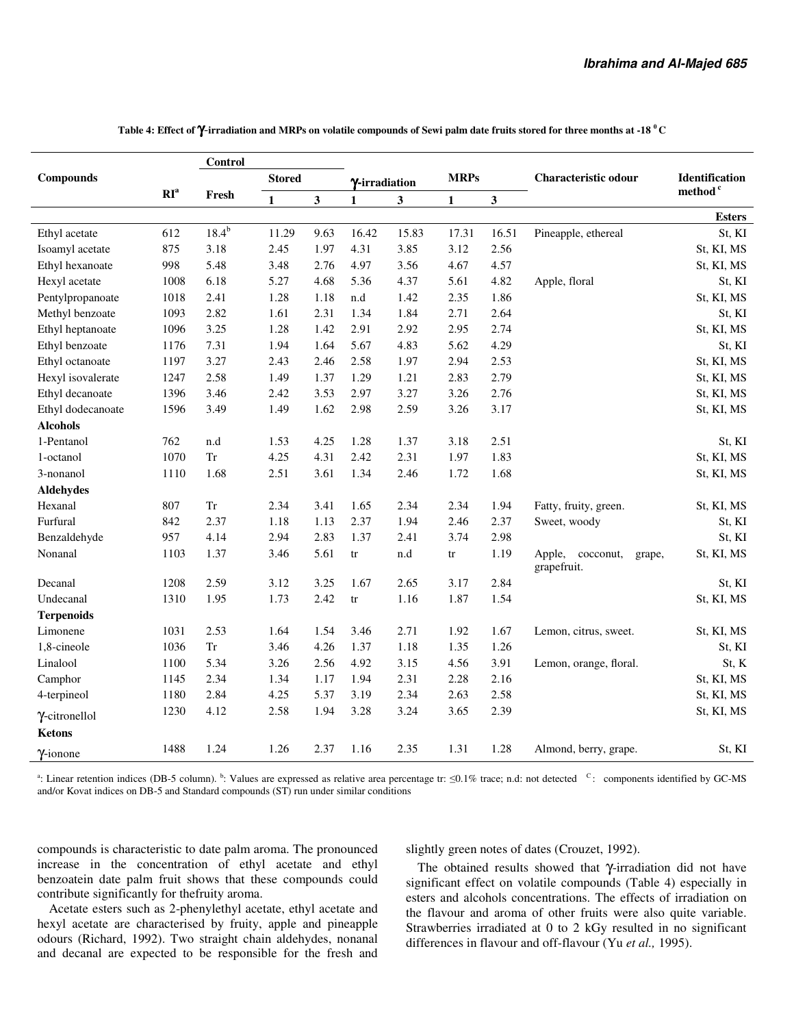**Table 4: Effect of γ-irradiation and MRPs on volatile compounds of Sewi palm date fruits stored for three months at -18 °C**

| Compounds | RI[a] | Control | | | γ-irradiation | | MRPs | | Characteristic odour | Identification method[c] |
|---|---|---|---|---|---|---|---|---|---|---|
| | | Fresh | Stored | | | | | | | |
| | | | 1 | 3 | 1 | 3 | 1 | 3 | | |
| **Esters** | | | | | | | | | | |
| Ethyl acetate | 612 | 18.4[b] | 11.29 | 9.63 | 16.42 | 15.83 | 17.31 | 16.51 | Pineapple, ethereal | St, KI |
| Isoamyl acetate | 875 | 3.18 | 2.45 | 1.97 | 4.31 | 3.85 | 3.12 | 2.56 | | St, KI, MS |
| Ethyl hexanoate | 998 | 5.48 | 3.48 | 2.76 | 4.97 | 3.56 | 4.67 | 4.57 | | St, KI, MS |
| Hexyl acetate | 1008 | 6.18 | 5.27 | 4.68 | 5.36 | 4.37 | 5.61 | 4.82 | Apple, floral | St, KI |
| Pentylpropanoate | 1018 | 2.41 | 1.28 | 1.18 | n.d | 1.42 | 2.35 | 1.86 | | St, KI, MS |
| Methyl benzoate | 1093 | 2.82 | 1.61 | 2.31 | 1.34 | 1.84 | 2.71 | 2.64 | | St, KI |
| Ethyl heptanoate | 1096 | 3.25 | 1.28 | 1.42 | 2.91 | 2.92 | 2.95 | 2.74 | | St, KI, MS |
| Ethyl benzoate | 1176 | 7.31 | 1.94 | 1.64 | 5.67 | 4.83 | 5.62 | 4.29 | | St, KI |
| Ethyl octanoate | 1197 | 3.27 | 2.43 | 2.46 | 2.58 | 1.97 | 2.94 | 2.53 | | St, KI, MS |
| Hexyl isovalerate | 1247 | 2.58 | 1.49 | 1.37 | 1.29 | 1.21 | 2.83 | 2.79 | | St, KI, MS |
| Ethyl decanoate | 1396 | 3.46 | 2.42 | 3.53 | 2.97 | 3.27 | 3.26 | 2.76 | | St, KI, MS |
| Ethyl dodecanoate | 1596 | 3.49 | 1.49 | 1.62 | 2.98 | 2.59 | 3.26 | 3.17 | | St, KI, MS |
| **Alcohols** | | | | | | | | | | |
| 1-Pentanol | 762 | n.d | 1.53 | 4.25 | 1.28 | 1.37 | 3.18 | 2.51 | | St, KI |
| 1-octanol | 1070 | Tr | 4.25 | 4.31 | 2.42 | 2.31 | 1.97 | 1.83 | | St, KI, MS |
| 3-nonanol | 1110 | 1.68 | 2.51 | 3.61 | 1.34 | 2.46 | 1.72 | 1.68 | | St, KI, MS |
| **Aldehydes** | | | | | | | | | | |
| Hexanal | 807 | Tr | 2.34 | 3.41 | 1.65 | 2.34 | 2.34 | 1.94 | Fatty, fruity, green. | St, KI, MS |
| Furfural | 842 | 2.37 | 1.18 | 1.13 | 2.37 | 1.94 | 2.46 | 2.37 | Sweet, woody | St, KI |
| Benzaldehyde | 957 | 4.14 | 2.94 | 2.83 | 1.37 | 2.41 | 3.74 | 2.98 | | St, KI |
| Nonanal | 1103 | 1.37 | 3.46 | 5.61 | tr | n.d | tr | 1.19 | Apple, coconut, grape, grapefruit. | St, KI, MS |
| Decanal | 1208 | 2.59 | 3.12 | 3.25 | 1.67 | 2.65 | 3.17 | 2.84 | | St, KI |
| Undecanal | 1310 | 1.95 | 1.73 | 2.42 | tr | 1.16 | 1.87 | 1.54 | | St, KI, MS |
| **Terpenoids** | | | | | | | | | | |
| Limonene | 1031 | 2.53 | 1.64 | 1.54 | 3.46 | 2.71 | 1.92 | 1.67 | Lemon, citrus, sweet. | St, KI, MS |
| 1,8-cineole | 1036 | Tr | 3.46 | 4.26 | 1.37 | 1.18 | 1.35 | 1.26 | | St, KI |
| Linalool | 1100 | 5.34 | 3.26 | 2.56 | 4.92 | 3.15 | 4.56 | 3.91 | Lemon, orange, floral. | St, K |
| Camphor | 1145 | 2.34 | 1.34 | 1.17 | 1.94 | 2.31 | 2.28 | 2.16 | | St, KI, MS |
| 4-terpineol | 1180 | 2.84 | 4.25 | 5.37 | 3.19 | 2.34 | 2.63 | 2.58 | | St, KI, MS |
| γ-citronellol | 1230 | 4.12 | 2.58 | 1.94 | 3.28 | 3.24 | 3.65 | 2.39 | | St, KI, MS |
| **Ketons** | | | | | | | | | | |
| γ-ionone | 1488 | 1.24 | 1.26 | 2.37 | 1.16 | 2.35 | 1.31 | 1.28 | Almond, berry, grape. | St, KI |

[a]: Linear retention indices (DB-5 column). [b]: Values are expressed as relative area percentage tr: ≤0.1% trace; n.d: not detected [c]: components identified by GC-MS and/or Kovat indices on DB-5 and Standard compounds (ST) run under similar conditions

compounds is characteristic to date palm aroma. The pronounced increase in the concentration of ethyl acetate and ethyl benzoatein date palm fruit shows that these compounds could contribute significantly for thefruity aroma.

Acetate esters such as 2-phenylethyl acetate, ethyl acetate and hexyl acetate are characterised by fruity, apple and pineapple odours (Richard, 1992). Two straight chain aldehydes, nonanal and decanal are expected to be responsible for the fresh and slightly green notes of dates (Crouzet, 1992).

The obtained results showed that γ-irradiation did not have significant effect on volatile compounds (Table 4) especially in esters and alcohols concentrations. The effects of irradiation on the flavour and aroma of other fruits were also quite variable. Strawberries irradiated at 0 to 2 kGy resulted in no significant differences in flavour and off-flavour (Yu *et al.,* 1995).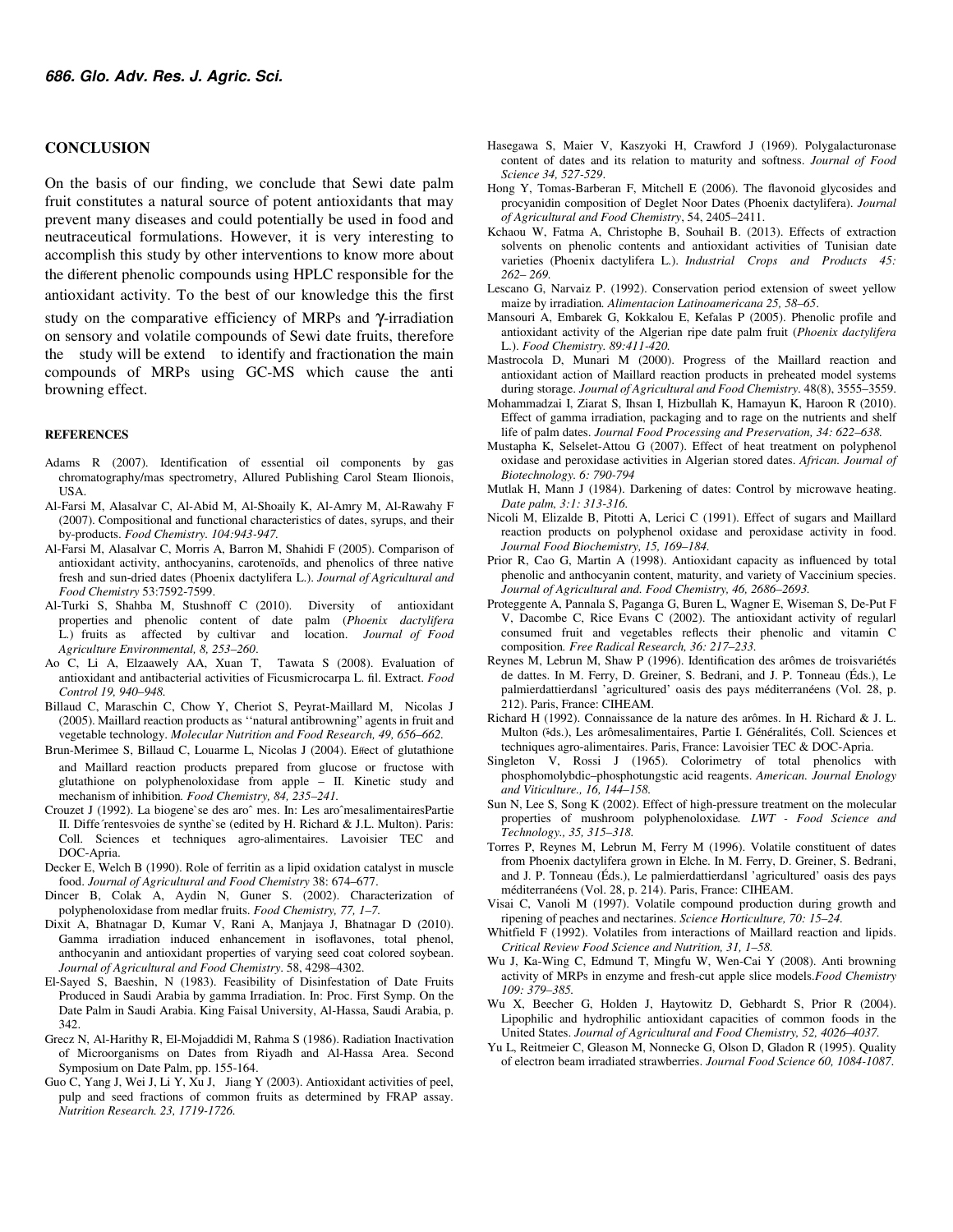## CONCLUSION

On the basis of our finding, we conclude that Sewi date palm fruit constitutes a natural source of potent antioxidants that may prevent many diseases and could potentially be used in food and neutraceutical formulations. However, it is very interesting to accomplish this study by other interventions to know more about the different phenolic compounds using HPLC responsible for the antioxidant activity. To the best of our knowledge this the first study on the comparative efficiency of MRPs and γ-irradiation on sensory and volatile compounds of Sewi date fruits, therefore the study will be extend to identify and fractionation the main compounds of MRPs using GC-MS which cause the anti browning effect.

### REFERENCES

Adams R (2007). Identification of essential oil components by gas chromatography/mas spectrometry, Allured Publishing Carol Steam Ilionois, USA.

Al-Farsi M, Alasalvar C, Al-Abid M, Al-Shoaily K, Al-Amry M, Al-Rawahy F (2007). Compositional and functional characteristics of dates, syrups, and their by-products. *Food Chemistry. 104:943-947.*

Al-Farsi M, Alasalvar C, Morris A, Barron M, Shahidi F (2005). Comparison of antioxidant activity, anthocyanins, carotenoïds, and phenolics of three native fresh and sun-dried dates (Phoenix dactylifera L.). *Journal of Agricultural and Food Chemistry* 53:7592-7599.

Al-Turki S, Shahba M, Stushnoff C (2010). Diversity of antioxidant properties and phenolic content of date palm (*Phoenix dactylifera* L.) fruits as affected by cultivar and location. *Journal of Food Agriculture Environmental, 8, 253–260*.

Ao C, Li A, Elzaawely AA, Xuan T, Tawata S (2008). Evaluation of antioxidant and antibacterial activities of Ficusmicrocarpa L. fil. Extract. *Food Control 19, 940–948.*

Billaud C, Maraschin C, Chow Y, Cheriot S, Peyrat-Maillard M, Nicolas J (2005). Maillard reaction products as ''natural antibrowning" agents in fruit and vegetable technology. *Molecular Nutrition and Food Research, 49, 656–662.*

Brun-Merimee S, Billaud C, Louarme L, Nicolas J (2004). Effect of glutathione and Maillard reaction products prepared from glucose or fructose with glutathione on polyphenoloxidase from apple – II. Kinetic study and mechanism of inhibition*. Food Chemistry, 84, 235–241.*

Crouzet J (1992). La biogene`se des aroˆ mes. In: Les aroˆmesalimentairesPartie II. Diffe´rentesvoies de synthe`se (edited by H. Richard & J.L. Multon). Paris: Coll. Sciences et techniques agro-alimentaires. Lavoisier TEC and DOC-Apria.

Decker E, Welch B (1990). Role of ferritin as a lipid oxidation catalyst in muscle food. *Journal of Agricultural and Food Chemistry* 38: 674–677.

Dincer B, Colak A, Aydin N, Guner S. (2002). Characterization of polyphenoloxidase from medlar fruits. *Food Chemistry, 77, 1–7.*

Dixit A, Bhatnagar D, Kumar V, Rani A, Manjaya J, Bhatnagar D (2010). Gamma irradiation induced enhancement in isoflavones, total phenol, anthocyanin and antioxidant properties of varying seed coat colored soybean. *Journal of Agricultural and Food Chemistry*. 58, 4298–4302.

El-Sayed S, Baeshin, N (1983). Feasibility of Disinfestation of Date Fruits Produced in Saudi Arabia by gamma Irradiation. In: Proc. First Symp. On the Date Palm in Saudi Arabia. King Faisal University, Al-Hassa, Saudi Arabia, p. 342.

Grecz N, Al-Harithy R, El-Mojaddidi M, Rahma S (1986). Radiation Inactivation of Microorganisms on Dates from Riyadh and Al-Hassa Area. Second Symposium on Date Palm, pp. 155-164.

Guo C, Yang J, Wei J, Li Y, Xu J, Jiang Y (2003). Antioxidant activities of peel, pulp and seed fractions of common fruits as determined by FRAP assay. *Nutrition Research. 23, 1719-1726.*

Hasegawa S, Maier V, Kaszyoki H, Crawford J (1969). Polygalacturonase content of dates and its relation to maturity and softness. *Journal of Food Science 34, 527-529*.

Hong Y, Tomas-Barberan F, Mitchell E (2006). The flavonoid glycosides and procyanidin composition of Deglet Noor Dates (Phoenix dactylifera). *Journal of Agricultural and Food Chemistry*, 54, 2405–2411.

Kchaou W, Fatma A, Christophe B, Souhail B. (2013). Effects of extraction solvents on phenolic contents and antioxidant activities of Tunisian date varieties (Phoenix dactylifera L.). *Industrial Crops and Products 45: 262– 269.*

Lescano G, Narvaiz P. (1992). Conservation period extension of sweet yellow maize by irradiation*. Alimentacion Latinoamericana 25, 58–65*.

Mansouri A, Embarek G, Kokkalou E, Kefalas P (2005). Phenolic profile and antioxidant activity of the Algerian ripe date palm fruit (*Phoenix dactylifera* L.). *Food Chemistry. 89:411-420.*

Mastrocola D, Munari M (2000). Progress of the Maillard reaction and antioxidant action of Maillard reaction products in preheated model systems during storage. *Journal of Agricultural and Food Chemistry*. 48(8), 3555–3559.

Mohammadzai I, Ziarat S, Ihsan I, Hizbullah K, Hamayun K, Haroon R (2010). Effect of gamma irradiation, packaging and to rage on the nutrients and shelf life of palm dates. *Journal Food Processing and Preservation, 34: 622–638.*

Mustapha K, Selselet-Attou G (2007). Effect of heat treatment on polyphenol oxidase and peroxidase activities in Algerian stored dates. *African. Journal of Biotechnology. 6: 790-794*

Mutlak H, Mann J (1984). Darkening of dates: Control by microwave heating. *Date palm, 3:1: 313-316.*

Nicoli M, Elizalde B, Pitotti A, Lerici C (1991). Effect of sugars and Maillard reaction products on polyphenol oxidase and peroxidase activity in food. *Journal Food Biochemistry, 15, 169–184.*

Prior R, Cao G, Martin A (1998). Antioxidant capacity as influenced by total phenolic and anthocyanin content, maturity, and variety of Vaccinium species. *Journal of Agricultural and. Food Chemistry, 46, 2686–2693.*

Proteggente A, Pannala S, Paganga G, Buren L, Wagner E, Wiseman S, De-Put F V, Dacombe C, Rice Evans C (2002). The antioxidant activity of regularl consumed fruit and vegetables reflects their phenolic and vitamin C composition*. Free Radical Research, 36: 217–233.*

Reynes M, Lebrun M, Shaw P (1996). Identification des arômes de troisvariétés de dattes. In M. Ferry, D. Greiner, S. Bedrani, and J. P. Tonneau (Éds.), Le palmierdattierdansl 'agricultured' oasis des pays méditerranéens (Vol. 28, p. 212). Paris, France: CIHEAM.

Richard H (1992). Connaissance de la nature des arômes. In H. Richard & J. L. Multon (Éds.), Les arômesalimentaires, Partie I. Généralités, Coll. Sciences et techniques agro-alimentaires. Paris, France: Lavoisier TEC & DOC-Apria.

Singleton V, Rossi J (1965). Colorimetry of total phenolics with phosphomolybdic–phosphotungstic acid reagents. *American. Journal Enology and Viticulture., 16, 144–158.*

Sun N, Lee S, Song K (2002). Effect of high-pressure treatment on the molecular properties of mushroom polyphenoloxidase*. LWT - Food Science and Technology., 35, 315–318.*

Torres P, Reynes M, Lebrun M, Ferry M (1996). Volatile constituent of dates from Phoenix dactylifera grown in Elche. In M. Ferry, D. Greiner, S. Bedrani, and J. P. Tonneau (Éds.), Le palmierdattierdansl 'agricultured' oasis des pays méditerranéens (Vol. 28, p. 214). Paris, France: CIHEAM.

Visai C, Vanoli M (1997). Volatile compound production during growth and ripening of peaches and nectarines. *Science Horticulture, 70: 15–24.*

Whitfield F (1992). Volatiles from interactions of Maillard reaction and lipids. *Critical Review Food Science and Nutrition, 31, 1–58.*

Wu J, Ka-Wing C, Edmund T, Mingfu W, Wen-Cai Y (2008). Anti browning activity of MRPs in enzyme and fresh-cut apple slice models.*Food Chemistry 109: 379–385.*

Wu X, Beecher G, Holden J, Haytowitz D, Gebhardt S, Prior R (2004). Lipophilic and hydrophilic antioxidant capacities of common foods in the United States. *Journal of Agricultural and Food Chemistry, 52, 4026–4037.*

Yu L, Reitmeier C, Gleason M, Nonnecke G, Olson D, Gladon R (1995). Quality of electron beam irradiated strawberries. *Journal Food Science 60, 1084-1087*.